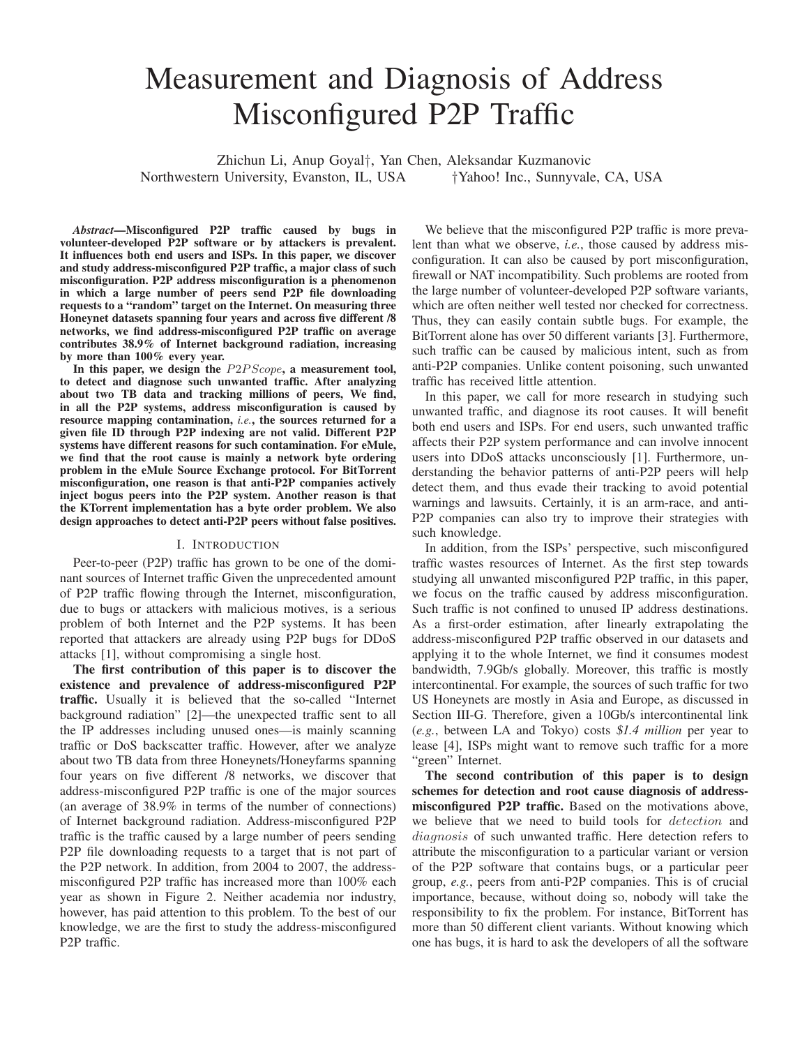# Measurement and Diagnosis of Address Misconfigured P2P Traffic

Zhichun Li, Anup Goyal†, Yan Chen, Aleksandar Kuzmanovic
Northwestern University, Evanston, IL, USA †Yahoo! Inc., Sunnyvale, CA, USA

***Abstract*—Misconfigured P2P traffic caused by bugs in volunteer-developed P2P software or by attackers is prevalent. It influences both end users and ISPs. In this paper, we discover and study address-misconfigured P2P traffic, a major class of such misconfiguration. P2P address misconfiguration is a phenomenon in which a large number of peers send P2P file downloading requests to a "random" target on the Internet. On measuring three Honeynet datasets spanning four years and across five different /8 networks, we find address-misconfigured P2P traffic on average contributes 38.9% of Internet background radiation, increasing by more than 100% every year.**

**In this paper, we design the $P2PScope$, a measurement tool, to detect and diagnose such unwanted traffic. After analyzing about two TB data and tracking millions of peers, We find, in all the P2P systems, address misconfiguration is caused by resource mapping contamination, *i.e.*, the sources returned for a given file ID through P2P indexing are not valid. Different P2P systems have different reasons for such contamination. For eMule, we find that the root cause is mainly a network byte ordering problem in the eMule Source Exchange protocol. For BitTorrent misconfiguration, one reason is that anti-P2P companies actively inject bogus peers into the P2P system. Another reason is that the KTorrent implementation has a byte order problem. We also design approaches to detect anti-P2P peers without false positives.**

## I. Introduction

Peer-to-peer (P2P) traffic has grown to be one of the dominant sources of Internet traffic Given the unprecedented amount of P2P traffic flowing through the Internet, misconfiguration, due to bugs or attackers with malicious motives, is a serious problem of both Internet and the P2P systems. It has been reported that attackers are already using P2P bugs for DDoS attacks [1], without compromising a single host.

**The first contribution of this paper is to discover the existence and prevalence of address-misconfigured P2P traffic.** Usually it is believed that the so-called "Internet background radiation" [2]—the unexpected traffic sent to all the IP addresses including unused ones—is mainly scanning traffic or DoS backscatter traffic. However, after we analyze about two TB data from three Honeynets/Honeyfarms spanning four years on five different /8 networks, we discover that address-misconfigured P2P traffic is one of the major sources (an average of 38.9% in terms of the number of connections) of Internet background radiation. Address-misconfigured P2P traffic is the traffic caused by a large number of peers sending P2P file downloading requests to a target that is not part of the P2P network. In addition, from 2004 to 2007, the address-misconfigured P2P traffic has increased more than 100% each year as shown in Figure 2. Neither academia nor industry, however, has paid attention to this problem. To the best of our knowledge, we are the first to study the address-misconfigured P2P traffic.

We believe that the misconfigured P2P traffic is more prevalent than what we observe, *i.e.*, those caused by address misconfiguration. It can also be caused by port misconfiguration, firewall or NAT incompatibility. Such problems are rooted from the large number of volunteer-developed P2P software variants, which are often neither well tested nor checked for correctness. Thus, they can easily contain subtle bugs. For example, the BitTorrent alone has over 50 different variants [3]. Furthermore, such traffic can be caused by malicious intent, such as from anti-P2P companies. Unlike content poisoning, such unwanted traffic has received little attention.

In this paper, we call for more research in studying such unwanted traffic, and diagnose its root causes. It will benefit both end users and ISPs. For end users, such unwanted traffic affects their P2P system performance and can involve innocent users into DDoS attacks unconsciously [1]. Furthermore, understanding the behavior patterns of anti-P2P peers will help detect them, and thus evade their tracking to avoid potential warnings and lawsuits. Certainly, it is an arm-race, and anti-P2P companies can also try to improve their strategies with such knowledge.

In addition, from the ISPs' perspective, such misconfigured traffic wastes resources of Internet. As the first step towards studying all unwanted misconfigured P2P traffic, in this paper, we focus on the traffic caused by address misconfiguration. Such traffic is not confined to unused IP address destinations. As a first-order estimation, after linearly extrapolating the address-misconfigured P2P traffic observed in our datasets and applying it to the whole Internet, we find it consumes modest bandwidth, 7.9Gb/s globally. Moreover, this traffic is mostly intercontinental. For example, the sources of such traffic for two US Honeynets are mostly in Asia and Europe, as discussed in Section III-G. Therefore, given a 10Gb/s intercontinental link (*e.g.*, between LA and Tokyo) costs *\$1.4 million* per year to lease [4], ISPs might want to remove such traffic for a more "green" Internet.

**The second contribution of this paper is to design schemes for detection and root cause diagnosis of address-misconfigured P2P traffic.** Based on the motivations above, we believe that we need to build tools for $detection$ and $diagnosis$ of such unwanted traffic. Here detection refers to attribute the misconfiguration to a particular variant or version of the P2P software that contains bugs, or a particular peer group, *e.g.*, peers from anti-P2P companies. This is of crucial importance, because, without doing so, nobody will take the responsibility to fix the problem. For instance, BitTorrent has more than 50 different client variants. Without knowing which one has bugs, it is hard to ask the developers of all the software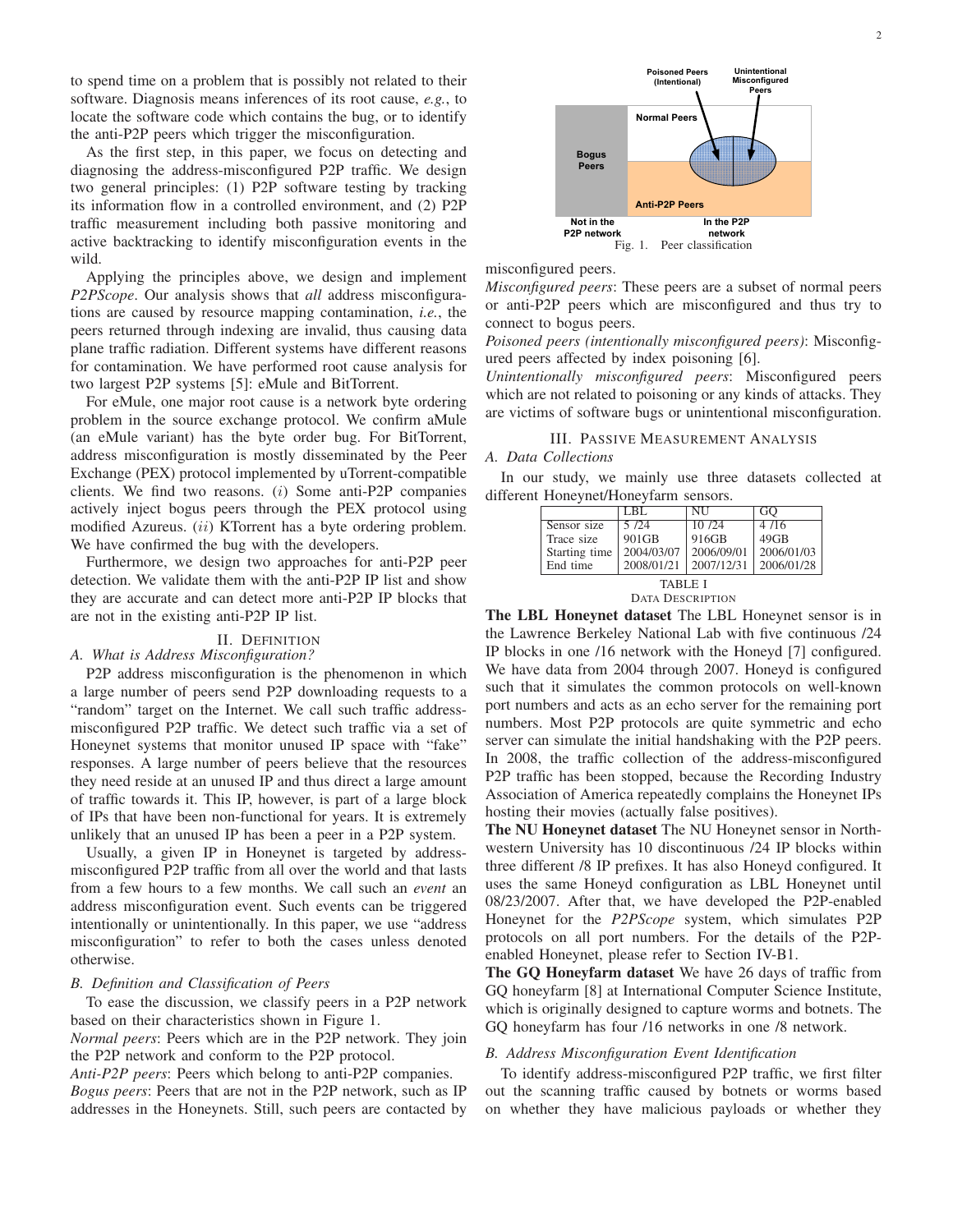to spend time on a problem that is possibly not related to their software. Diagnosis means inferences of its root cause, *e.g.*, to locate the software code which contains the bug, or to identify the anti-P2P peers which trigger the misconfiguration.

As the first step, in this paper, we focus on detecting and diagnosing the address-misconfigured P2P traffic. We design two general principles: (1) P2P software testing by tracking its information flow in a controlled environment, and (2) P2P traffic measurement including both passive monitoring and active backtracking to identify misconfiguration events in the wild.

Applying the principles above, we design and implement *P2PScope*. Our analysis shows that *all* address misconfigurations are caused by resource mapping contamination, *i.e.*, the peers returned through indexing are invalid, thus causing data plane traffic radiation. Different systems have different reasons for contamination. We have performed root cause analysis for two largest P2P systems [5]: eMule and BitTorrent.

For eMule, one major root cause is a network byte ordering problem in the source exchange protocol. We confirm aMule (an eMule variant) has the byte order bug. For BitTorrent, address misconfiguration is mostly disseminated by the Peer Exchange (PEX) protocol implemented by uTorrent-compatible clients. We find two reasons. (*i*) Some anti-P2P companies actively inject bogus peers through the PEX protocol using modified Azureus. (*ii*) KTorrent has a byte ordering problem. We have confirmed the bug with the developers.

Furthermore, we design two approaches for anti-P2P peer detection. We validate them with the anti-P2P IP list and show they are accurate and can detect more anti-P2P IP blocks that are not in the existing anti-P2P IP list.

## II. Definition

### A. What is Address Misconfiguration?

P2P address misconfiguration is the phenomenon in which a large number of peers send P2P downloading requests to a "random" target on the Internet. We call such traffic address-misconfigured P2P traffic. We detect such traffic via a set of Honeynet systems that monitor unused IP space with "fake" responses. A large number of peers believe that the resources they need reside at an unused IP and thus direct a large amount of traffic towards it. This IP, however, is part of a large block of IPs that have been non-functional for years. It is extremely unlikely that an unused IP has been a peer in a P2P system.

Usually, a given IP in Honeynet is targeted by address-misconfigured P2P traffic from all over the world and that lasts from a few hours to a few months. We call such an *event* an address misconfiguration event. Such events can be triggered intentionally or unintentionally. In this paper, we use "address misconfiguration" to refer to both the cases unless denoted otherwise.

### B. Definition and Classification of Peers

To ease the discussion, we classify peers in a P2P network based on their characteristics shown in Figure 1.

*Normal peers*: Peers which are in the P2P network. They join the P2P network and conform to the P2P protocol.

*Anti-P2P peers*: Peers which belong to anti-P2P companies.

*Bogus peers*: Peers that are not in the P2P network, such as IP addresses in the Honeynets. Still, such peers are contacted by misconfigured peers.

Fig. 1. Peer classification

*Misconfigured peers*: These peers are a subset of normal peers or anti-P2P peers which are misconfigured and thus try to connect to bogus peers.

*Poisoned peers (intentionally misconfigured peers)*: Misconfigured peers affected by index poisoning [6].

*Unintentionally misconfigured peers*: Misconfigured peers which are not related to poisoning or any kinds of attacks. They are victims of software bugs or unintentional misconfiguration.

## III. Passive Measurement Analysis

### A. Data Collections

In our study, we mainly use three datasets collected at different Honeynet/Honeyfarm sensors.

| | LBL | NU | GQ |
|---|---|---|---|
| Sensor size | 5 /24 | 10 /24 | 4 /16 |
| Trace size | 901GB | 916GB | 49GB |
| Starting time | 2004/03/07 | 2006/09/01 | 2006/01/03 |
| End time | 2008/01/21 | 2007/12/31 | 2006/01/28 |

TABLE I
Data Description

**The LBL Honeynet dataset** The LBL Honeynet sensor is in the Lawrence Berkeley National Lab with five continuous /24 IP blocks in one /16 network with the Honeyd [7] configured. We have data from 2004 through 2007. Honeyd is configured such that it simulates the common protocols on well-known port numbers and acts as an echo server for the remaining port numbers. Most P2P protocols are quite symmetric and echo server can simulate the initial handshaking with the P2P peers. In 2008, the traffic collection of the address-misconfigured P2P traffic has been stopped, because the Recording Industry Association of America repeatedly complains the Honeynet IPs hosting their movies (actually false positives).

**The NU Honeynet dataset** The NU Honeynet sensor in Northwestern University has 10 discontinuous /24 IP blocks within three different /8 IP prefixes. It has also Honeyd configured. It uses the same Honeyd configuration as LBL Honeynet until 08/23/2007. After that, we have developed the P2P-enabled Honeynet for the *P2PScope* system, which simulates P2P protocols on all port numbers. For the details of the P2P-enabled Honeynet, please refer to Section IV-B1.

**The GQ Honeyfarm dataset** We have 26 days of traffic from GQ honeyfarm [8] at International Computer Science Institute, which is originally designed to capture worms and botnets. The GQ honeyfarm has four /16 networks in one /8 network.

### B. Address Misconfiguration Event Identification

To identify address-misconfigured P2P traffic, we first filter out the scanning traffic caused by botnets or worms based on whether they have malicious payloads or whether they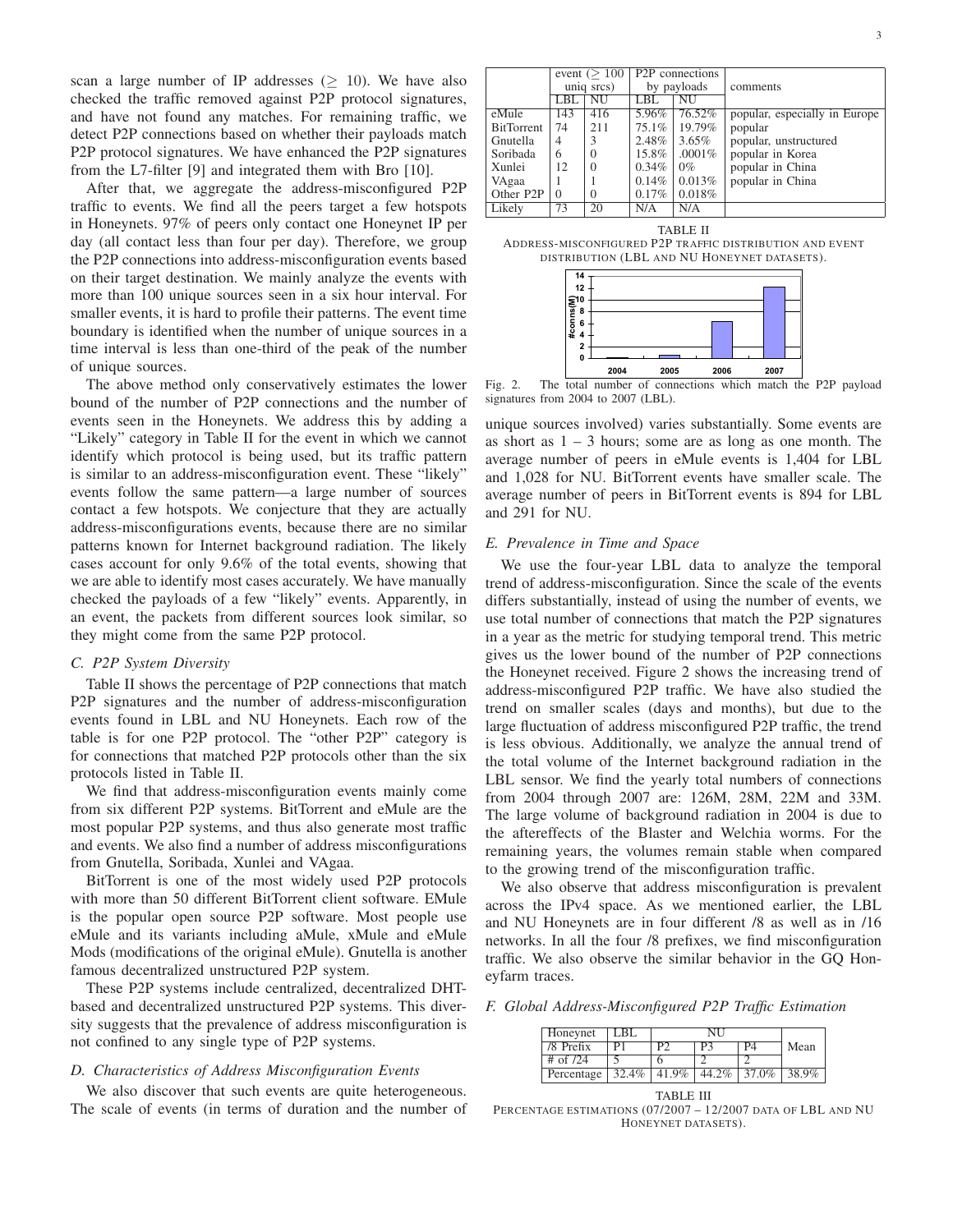scan a large number of IP addresses ($\geq$ 10). We have also checked the traffic removed against P2P protocol signatures, and have not found any matches. For remaining traffic, we detect P2P connections based on whether their payloads match P2P protocol signatures. We have enhanced the P2P signatures from the L7-filter [9] and integrated them with Bro [10].

After that, we aggregate the address-misconfigured P2P traffic to events. We find all the peers target a few hotspots in Honeynets. 97% of peers only contact one Honeynet IP per day (all contact less than four per day). Therefore, we group the P2P connections into address-misconfiguration events based on their target destination. We mainly analyze the events with more than 100 unique sources seen in a six hour interval. For smaller events, it is hard to profile their patterns. The event time boundary is identified when the number of unique sources in a time interval is less than one-third of the peak of the number of unique sources.

The above method only conservatively estimates the lower bound of the number of P2P connections and the number of events seen in the Honeynets. We address this by adding a "Likely" category in Table II for the event in which we cannot identify which protocol is being used, but its traffic pattern is similar to an address-misconfiguration event. These "likely" events follow the same pattern—a large number of sources contact a few hotspots. We conjecture that they are actually address-misconfigurations events, because there are no similar patterns known for Internet background radiation. The likely cases account for only 9.6% of the total events, showing that we are able to identify most cases accurately. We have manually checked the payloads of a few "likely" events. Apparently, in an event, the packets from different sources look similar, so they might come from the same P2P protocol.

### C. P2P System Diversity

Table II shows the percentage of P2P connections that match P2P signatures and the number of address-misconfiguration events found in LBL and NU Honeynets. Each row of the table is for one P2P protocol. The "other P2P" category is for connections that matched P2P protocols other than the six protocols listed in Table II.

We find that address-misconfiguration events mainly come from six different P2P systems. BitTorrent and eMule are the most popular P2P systems, and thus also generate most traffic and events. We also find a number of address misconfigurations from Gnutella, Soribada, Xunlei and VAgaa.

BitTorrent is one of the most widely used P2P protocols with more than 50 different BitTorrent client software. EMule is the popular open source P2P software. Most people use eMule and its variants including aMule, xMule and eMule Mods (modifications of the original eMule). Gnutella is another famous decentralized unstructured P2P system.

These P2P systems include centralized, decentralized DHT-based and decentralized unstructured P2P systems. This diversity suggests that the prevalence of address misconfiguration is not confined to any single type of P2P systems.

### D. Characteristics of Address Misconfiguration Events

We also discover that such events are quite heterogeneous. The scale of events (in terms of duration and the number of unique sources involved) varies substantially. Some events are as short as 1 – 3 hours; some are as long as one month. The average number of peers in eMule events is 1,404 for LBL and 1,028 for NU. BitTorrent events have smaller scale. The average number of peers in BitTorrent events is 894 for LBL and 291 for NU.

| | event ($\geq$ 100 uniq srcs) | | P2P connections by payloads | | comments |
|---|---|---|---|---|---|
| | LBL | NU | LBL | NU | |
| eMule | 143 | 416 | 5.96% | 76.52% | popular, especially in Europe |
| BitTorrent | 74 | 211 | 75.1% | 19.79% | popular |
| Gnutella | 4 | 3 | 2.48% | 3.65% | popular, unstructured |
| Soribada | 6 | 0 | 15.8% | .0001% | popular in Korea |
| Xunlei | 12 | 0 | 0.34% | 0% | popular in China |
| VAgaa | 1 | 1 | 0.14% | 0.013% | popular in China |
| Other P2P | 0 | 0 | 0.17% | 0.018% | |
| Likely | 73 | 20 | N/A | N/A | |

TABLE II
ADDRESS-MISCONFIGURED P2P TRAFFIC DISTRIBUTION AND EVENT DISTRIBUTION (LBL AND NU HONEYNET DATASETS).

Fig. 2. The total number of connections which match the P2P payload signatures from 2004 to 2007 (LBL).

### E. Prevalence in Time and Space

We use the four-year LBL data to analyze the temporal trend of address-misconfiguration. Since the scale of the events differs substantially, instead of using the number of events, we use total number of connections that match the P2P signatures in a year as the metric for studying temporal trend. This metric gives us the lower bound of the number of P2P connections the Honeynet received. Figure 2 shows the increasing trend of address-misconfigured P2P traffic. We have also studied the trend on smaller scales (days and months), but due to the large fluctuation of address misconfigured P2P traffic, the trend is less obvious. Additionally, we analyze the annual trend of the total volume of the Internet background radiation in the LBL sensor. We find the yearly total numbers of connections from 2004 through 2007 are: 126M, 28M, 22M and 33M. The large volume of background radiation in 2004 is due to the aftereffects of the Blaster and Welchia worms. For the remaining years, the volumes remain stable when compared to the growing trend of the misconfiguration traffic.

We also observe that address misconfiguration is prevalent across the IPv4 space. As we mentioned earlier, the LBL and NU Honeynets are in four different /8 as well as in /16 networks. In all the four /8 prefixes, we find misconfiguration traffic. We also observe the similar behavior in the GQ Honeyfarm traces.

### F. Global Address-Misconfigured P2P Traffic Estimation

| Honeynet | LBL | NU | | | Mean |
|---|---|---|---|---|---|
| /8 Prefix | P1 | P2 | P3 | P4 | |
| # of /24 | 5 | 6 | 2 | 2 | |
| Percentage | 32.4% | 41.9% | 44.2% | 37.0% | 38.9% |

TABLE III
PERCENTAGE ESTIMATIONS (07/2007 – 12/2007 DATA OF LBL AND NU HONEYNET DATASETS).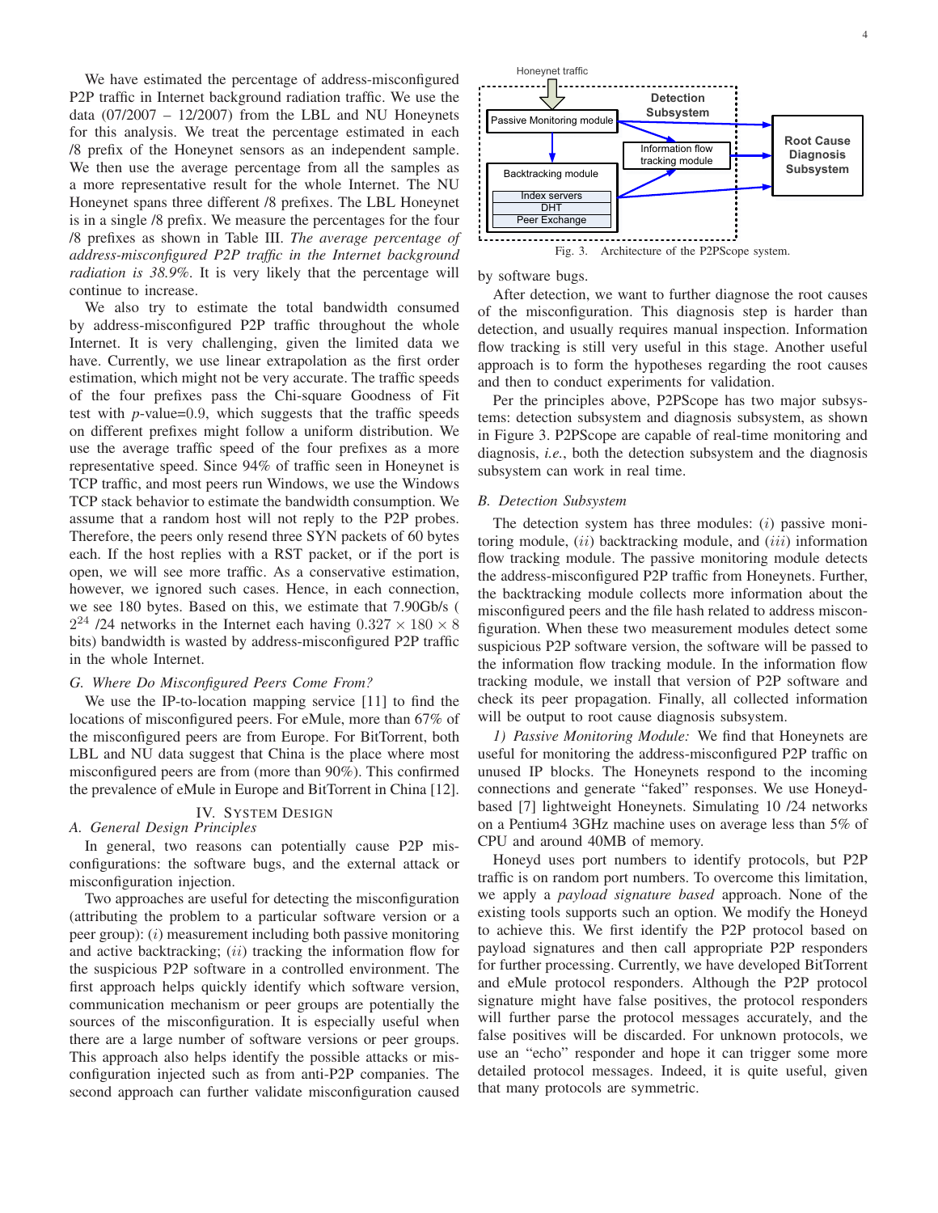We have estimated the percentage of address-misconfigured P2P traffic in Internet background radiation traffic. We use the data (07/2007 – 12/2007) from the LBL and NU Honeynets for this analysis. We treat the percentage estimated in each /8 prefix of the Honeynet sensors as an independent sample. We then use the average percentage from all the samples as a more representative result for the whole Internet. The NU Honeynet spans three different /8 prefixes. The LBL Honeynet is in a single /8 prefix. We measure the percentages for the four /8 prefixes as shown in Table III. *The average percentage of address-misconfigured P2P traffic in the Internet background radiation is 38.9%*. It is very likely that the percentage will continue to increase.

We also try to estimate the total bandwidth consumed by address-misconfigured P2P traffic throughout the whole Internet. It is very challenging, given the limited data we have. Currently, we use linear extrapolation as the first order estimation, which might not be very accurate. The traffic speeds of the four prefixes pass the Chi-square Goodness of Fit test with $p$-value=0.9, which suggests that the traffic speeds on different prefixes might follow a uniform distribution. We use the average traffic speed of the four prefixes as a more representative speed. Since 94% of traffic seen in Honeynet is TCP traffic, and most peers run Windows, we use the Windows TCP stack behavior to estimate the bandwidth consumption. We assume that a random host will not reply to the P2P probes. Therefore, the peers only resend three SYN packets of 60 bytes each. If the host replies with a RST packet, or if the port is open, we will see more traffic. As a conservative estimation, however, we ignored such cases. Hence, in each connection, we see 180 bytes. Based on this, we estimate that 7.90Gb/s ( $2^{24}$ /24 networks in the Internet each having $0.327 \times 180 \times 8$ bits) bandwidth is wasted by address-misconfigured P2P traffic in the whole Internet.

### G. Where Do Misconfigured Peers Come From?

We use the IP-to-location mapping service [11] to find the locations of misconfigured peers. For eMule, more than 67% of the misconfigured peers are from Europe. For BitTorrent, both LBL and NU data suggest that China is the place where most misconfigured peers are from (more than 90%). This confirmed the prevalence of eMule in Europe and BitTorrent in China [12].

## IV. System Design

### A. General Design Principles

In general, two reasons can potentially cause P2P misconfigurations: the software bugs, and the external attack or misconfiguration injection.

Two approaches are useful for detecting the misconfiguration (attributing the problem to a particular software version or a peer group): ($i$) measurement including both passive monitoring and active backtracking; ($ii$) tracking the information flow for the suspicious P2P software in a controlled environment. The first approach helps quickly identify which software version, communication mechanism or peer groups are potentially the sources of the misconfiguration. It is especially useful when there are a large number of software versions or peer groups. This approach also helps identify the possible attacks or misconfiguration injected such as from anti-P2P companies. The second approach can further validate misconfiguration caused by software bugs.

Fig. 3. Architecture of the P2PScope system.

After detection, we want to further diagnose the root causes of the misconfiguration. This diagnosis step is harder than detection, and usually requires manual inspection. Information flow tracking is still very useful in this stage. Another useful approach is to form the hypotheses regarding the root causes and then to conduct experiments for validation.

Per the principles above, P2PScope has two major subsystems: detection subsystem and diagnosis subsystem, as shown in Figure 3. P2PScope are capable of real-time monitoring and diagnosis, *i.e.*, both the detection subsystem and the diagnosis subsystem can work in real time.

### B. Detection Subsystem

The detection system has three modules: ($i$) passive monitoring module, ($ii$) backtracking module, and ($iii$) information flow tracking module. The passive monitoring module detects the address-misconfigured P2P traffic from Honeynets. Further, the backtracking module collects more information about the misconfigured peers and the file hash related to address misconfiguration. When these two measurement modules detect some suspicious P2P software version, the software will be passed to the information flow tracking module. In the information flow tracking module, we install that version of P2P software and check its peer propagation. Finally, all collected information will be output to root cause diagnosis subsystem.

*1) Passive Monitoring Module:* We find that Honeynets are useful for monitoring the address-misconfigured P2P traffic on unused IP blocks. The Honeynets respond to the incoming connections and generate "faked" responses. We use Honeyd-based [7] lightweight Honeynets. Simulating 10 /24 networks on a Pentium4 3GHz machine uses on average less than 5% of CPU and around 40MB of memory.

Honeyd uses port numbers to identify protocols, but P2P traffic is on random port numbers. To overcome this limitation, we apply a *payload signature based* approach. None of the existing tools supports such an option. We modify the Honeyd to achieve this. We first identify the P2P protocol based on payload signatures and then call appropriate P2P responders for further processing. Currently, we have developed BitTorrent and eMule protocol responders. Although the P2P protocol signature might have false positives, the protocol responders will further parse the protocol messages accurately, and the false positives will be discarded. For unknown protocols, we use an "echo" responder and hope it can trigger some more detailed protocol messages. Indeed, it is quite useful, given that many protocols are symmetric.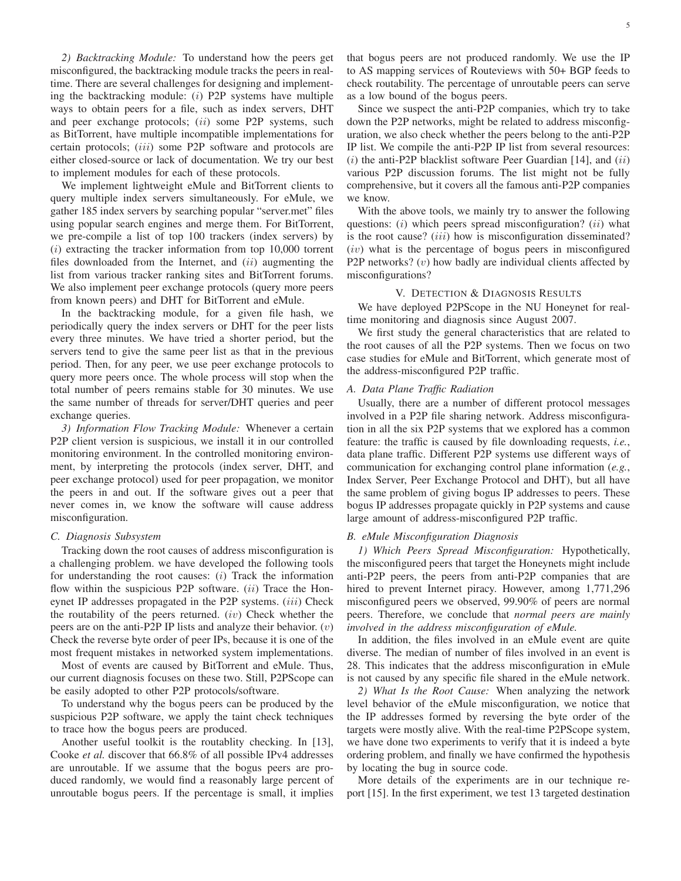*2) Backtracking Module:* To understand how the peers get misconfigured, the backtracking module tracks the peers in realtime. There are several challenges for designing and implementing the backtracking module: $(i)$ P2P systems have multiple ways to obtain peers for a file, such as index servers, DHT and peer exchange protocols; $(ii)$ some P2P systems, such as BitTorrent, have multiple incompatible implementations for certain protocols; $(iii)$ some P2P software and protocols are either closed-source or lack of documentation. We try our best to implement modules for each of these protocols.

We implement lightweight eMule and BitTorrent clients to query multiple index servers simultaneously. For eMule, we gather 185 index servers by searching popular "server.met" files using popular search engines and merge them. For BitTorrent, we pre-compile a list of top 100 trackers (index servers) by $(i)$ extracting the tracker information from top 10,000 torrent files downloaded from the Internet, and $(ii)$ augmenting the list from various tracker ranking sites and BitTorrent forums. We also implement peer exchange protocols (query more peers from known peers) and DHT for BitTorrent and eMule.

In the backtracking module, for a given file hash, we periodically query the index servers or DHT for the peer lists every three minutes. We have tried a shorter period, but the servers tend to give the same peer list as that in the previous period. Then, for any peer, we use peer exchange protocols to query more peers once. The whole process will stop when the total number of peers remains stable for 30 minutes. We use the same number of threads for server/DHT queries and peer exchange queries.

*3) Information Flow Tracking Module:* Whenever a certain P2P client version is suspicious, we install it in our controlled monitoring environment. In the controlled monitoring environment, by interpreting the protocols (index server, DHT, and peer exchange protocol) used for peer propagation, we monitor the peers in and out. If the software gives out a peer that never comes in, we know the software will cause address misconfiguration.

### C. Diagnosis Subsystem

Tracking down the root causes of address misconfiguration is a challenging problem. we have developed the following tools for understanding the root causes: $(i)$ Track the information flow within the suspicious P2P software. $(ii)$ Trace the Honeynet IP addresses propagated in the P2P systems. $(iii)$ Check the routability of the peers returned. $(iv)$ Check whether the peers are on the anti-P2P IP lists and analyze their behavior. $(v)$ Check the reverse byte order of peer IPs, because it is one of the most frequent mistakes in networked system implementations.

Most of events are caused by BitTorrent and eMule. Thus, our current diagnosis focuses on these two. Still, P2PScope can be easily adopted to other P2P protocols/software.

To understand why the bogus peers can be produced by the suspicious P2P software, we apply the taint check techniques to trace how the bogus peers are produced.

Another useful toolkit is the routablity checking. In [13], Cooke *et al.* discover that 66.8% of all possible IPv4 addresses are unroutable. If we assume that the bogus peers are produced randomly, we would find a reasonably large percent of unroutable bogus peers. If the percentage is small, it implies that bogus peers are not produced randomly. We use the IP to AS mapping services of Routeviews with 50+ BGP feeds to check routability. The percentage of unroutable peers can serve as a low bound of the bogus peers.

Since we suspect the anti-P2P companies, which try to take down the P2P networks, might be related to address misconfiguration, we also check whether the peers belong to the anti-P2P IP list. We compile the anti-P2P IP list from several resources: $(i)$ the anti-P2P blacklist software Peer Guardian [14], and $(ii)$ various P2P discussion forums. The list might not be fully comprehensive, but it covers all the famous anti-P2P companies we know.

With the above tools, we mainly try to answer the following questions: $(i)$ which peers spread misconfiguration? $(ii)$ what is the root cause? $(iii)$ how is misconfiguration disseminated? $(iv)$ what is the percentage of bogus peers in misconfigured P2P networks? $(v)$ how badly are individual clients affected by misconfigurations?

## V. Detection & Diagnosis Results

We have deployed P2PScope in the NU Honeynet for realtime monitoring and diagnosis since August 2007.

We first study the general characteristics that are related to the root causes of all the P2P systems. Then we focus on two case studies for eMule and BitTorrent, which generate most of the address-misconfigured P2P traffic.

### A. Data Plane Traffic Radiation

Usually, there are a number of different protocol messages involved in a P2P file sharing network. Address misconfiguration in all the six P2P systems that we explored has a common feature: the traffic is caused by file downloading requests, *i.e.*, data plane traffic. Different P2P systems use different ways of communication for exchanging control plane information (*e.g.*, Index Server, Peer Exchange Protocol and DHT), but all have the same problem of giving bogus IP addresses to peers. These bogus IP addresses propagate quickly in P2P systems and cause large amount of address-misconfigured P2P traffic.

### B. eMule Misconfiguration Diagnosis

*1) Which Peers Spread Misconfiguration:* Hypothetically, the misconfigured peers that target the Honeynets might include anti-P2P peers, the peers from anti-P2P companies that are hired to prevent Internet piracy. However, among 1,771,296 misconfigured peers we observed, 99.90% of peers are normal peers. Therefore, we conclude that *normal peers are mainly involved in the address misconfiguration of eMule.*

In addition, the files involved in an eMule event are quite diverse. The median of number of files involved in an event is 28. This indicates that the address misconfiguration in eMule is not caused by any specific file shared in the eMule network.

*2) What Is the Root Cause:* When analyzing the network level behavior of the eMule misconfiguration, we notice that the IP addresses formed by reversing the byte order of the targets were mostly alive. With the real-time P2PScope system, we have done two experiments to verify that it is indeed a byte ordering problem, and finally we have confirmed the hypothesis by locating the bug in source code.

More details of the experiments are in our technique report [15]. In the first experiment, we test 13 targeted destination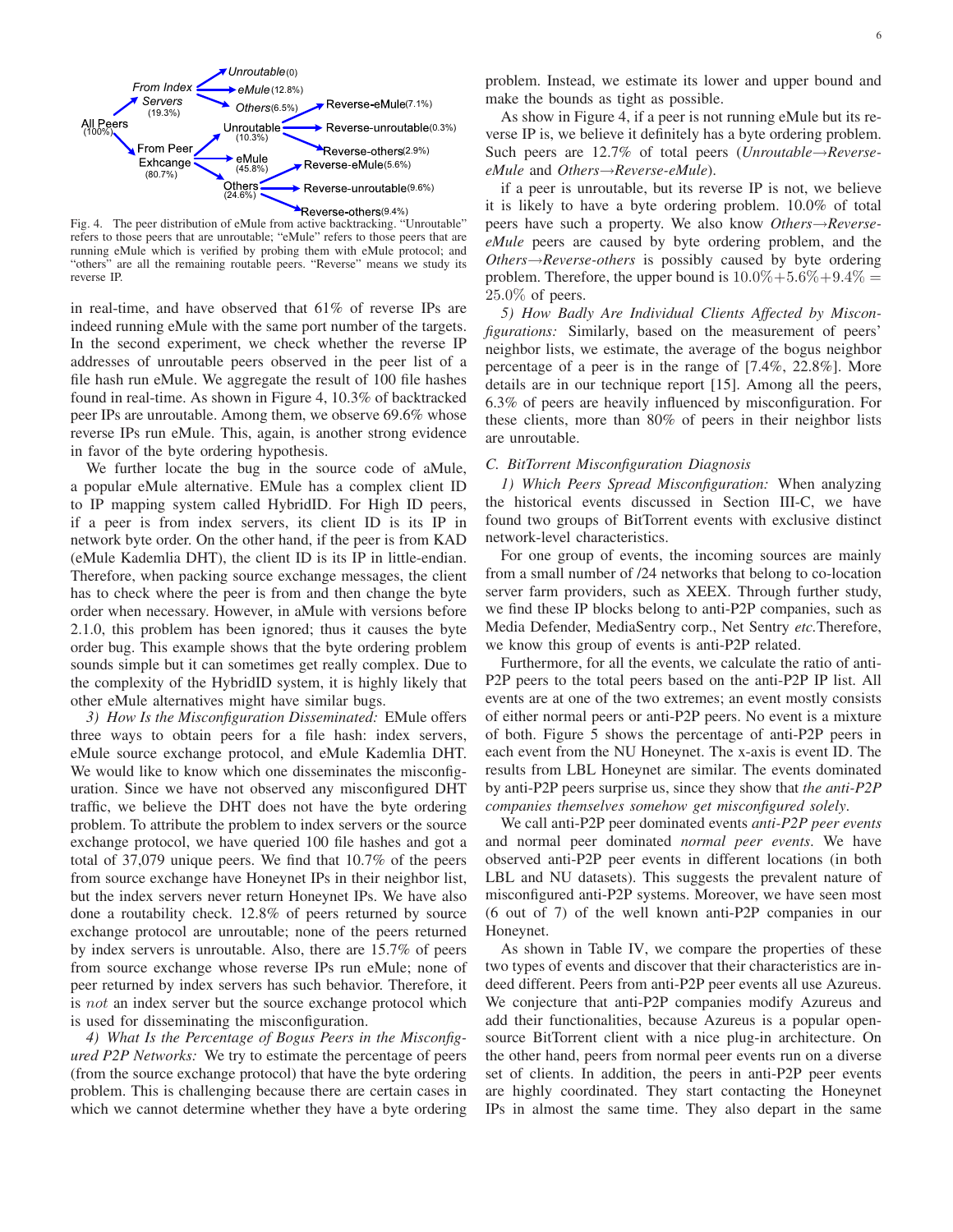Fig. 4. The peer distribution of eMule from active backtracking. "Unroutable" refers to those peers that are unroutable; "eMule" refers to those peers that are running eMule which is verified by probing them with eMule protocol; and "others" are all the remaining routable peers. "Reverse" means we study its reverse IP.

in real-time, and have observed that 61% of reverse IPs are indeed running eMule with the same port number of the targets. In the second experiment, we check whether the reverse IP addresses of unroutable peers observed in the peer list of a file hash run eMule. We aggregate the result of 100 file hashes found in real-time. As shown in Figure 4, 10.3% of backtracked peer IPs are unroutable. Among them, we observe 69.6% whose reverse IPs run eMule. This, again, is another strong evidence in favor of the byte ordering hypothesis.

We further locate the bug in the source code of aMule, a popular eMule alternative. EMule has a complex client ID to IP mapping system called HybridID. For High ID peers, if a peer is from index servers, its client ID is its IP in network byte order. On the other hand, if the peer is from KAD (eMule Kademlia DHT), the client ID is its IP in little-endian. Therefore, when packing source exchange messages, the client has to check where the peer is from and then change the byte order when necessary. However, in aMule with versions before 2.1.0, this problem has been ignored; thus it causes the byte order bug. This example shows that the byte ordering problem sounds simple but it can sometimes get really complex. Due to the complexity of the HybridID system, it is highly likely that other eMule alternatives might have similar bugs.

*3) How Is the Misconfiguration Disseminated:* EMule offers three ways to obtain peers for a file hash: index servers, eMule source exchange protocol, and eMule Kademlia DHT. We would like to know which one disseminates the misconfiguration. Since we have not observed any misconfigured DHT traffic, we believe the DHT does not have the byte ordering problem. To attribute the problem to index servers or the source exchange protocol, we have queried 100 file hashes and got a total of 37,079 unique peers. We find that 10.7% of the peers from source exchange have Honeynet IPs in their neighbor list, but the index servers never return Honeynet IPs. We have also done a routability check. 12.8% of peers returned by source exchange protocol are unroutable; none of the peers returned by index servers is unroutable. Also, there are 15.7% of peers from source exchange whose reverse IPs run eMule; none of peer returned by index servers has such behavior. Therefore, it is *not* an index server but the source exchange protocol which is used for disseminating the misconfiguration.

*4) What Is the Percentage of Bogus Peers in the Misconfigured P2P Networks:* We try to estimate the percentage of peers (from the source exchange protocol) that have the byte ordering problem. This is challenging because there are certain cases in which we cannot determine whether they have a byte ordering problem. Instead, we estimate its lower and upper bound and make the bounds as tight as possible.

As show in Figure 4, if a peer is not running eMule but its reverse IP is, we believe it definitely has a byte ordering problem. Such peers are 12.7% of total peers (*Unroutable→Reverse-eMule* and *Others→Reverse-eMule*).

if a peer is unroutable, but its reverse IP is not, we believe it is likely to have a byte ordering problem. 10.0% of total peers have such a property. We also know *Others→Reverse-eMule* peers are caused by byte ordering problem, and the *Others→Reverse-others* is possibly caused by byte ordering problem. Therefore, the upper bound is $10.0\% + 5.6\% + 9.4\% = 25.0\%$ of peers.

*5) How Badly Are Individual Clients Affected by Misconfigurations:* Similarly, based on the measurement of peers' neighbor lists, we estimate, the average of the bogus neighbor percentage of a peer is in the range of [7.4%, 22.8%]. More details are in our technique report [15]. Among all the peers, 6.3% of peers are heavily influenced by misconfiguration. For these clients, more than 80% of peers in their neighbor lists are unroutable.

### C. BitTorrent Misconfiguration Diagnosis

*1) Which Peers Spread Misconfiguration:* When analyzing the historical events discussed in Section III-C, we have found two groups of BitTorrent events with exclusive distinct network-level characteristics.

For one group of events, the incoming sources are mainly from a small number of /24 networks that belong to co-location server farm providers, such as XEEX. Through further study, we find these IP blocks belong to anti-P2P companies, such as Media Defender, MediaSentry corp., Net Sentry *etc.*Therefore, we know this group of events is anti-P2P related.

Furthermore, for all the events, we calculate the ratio of anti-P2P peers to the total peers based on the anti-P2P IP list. All events are at one of the two extremes; an event mostly consists of either normal peers or anti-P2P peers. No event is a mixture of both. Figure 5 shows the percentage of anti-P2P peers in each event from the NU Honeynet. The x-axis is event ID. The results from LBL Honeynet are similar. The events dominated by anti-P2P peers surprise us, since they show that *the anti-P2P companies themselves somehow get misconfigured solely*.

We call anti-P2P peer dominated events *anti-P2P peer events* and normal peer dominated *normal peer events*. We have observed anti-P2P peer events in different locations (in both LBL and NU datasets). This suggests the prevalent nature of misconfigured anti-P2P systems. Moreover, we have seen most (6 out of 7) of the well known anti-P2P companies in our Honeynet.

As shown in Table IV, we compare the properties of these two types of events and discover that their characteristics are indeed different. Peers from anti-P2P peer events all use Azureus. We conjecture that anti-P2P companies modify Azureus and add their functionalities, because Azureus is a popular open-source BitTorrent client with a nice plug-in architecture. On the other hand, peers from normal peer events run on a diverse set of clients. In addition, the peers in anti-P2P peer events are highly coordinated. They start contacting the Honeynet IPs in almost the same time. They also depart in the same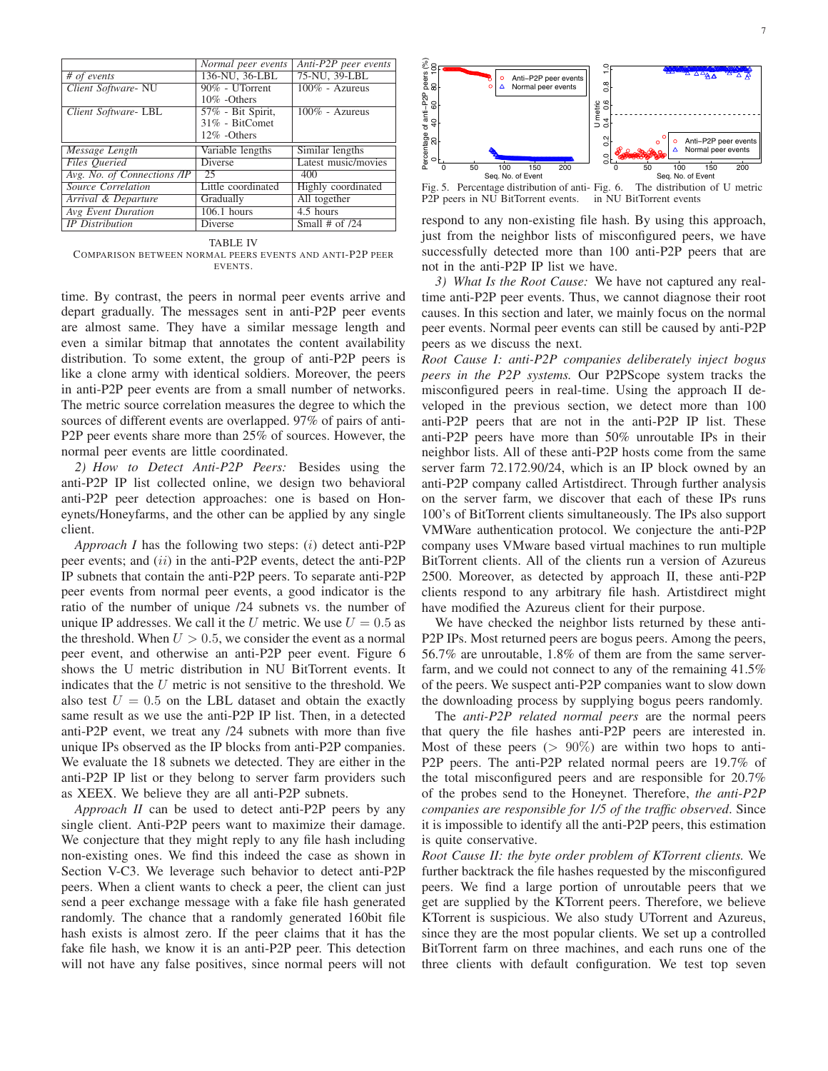| | *Normal peer events* | *Anti-P2P peer events* |
|---|---|---|
| *# of events* | 136-NU, 36-LBL | 75-NU, 39-LBL |
| *Client Software- NU* | 90% - UTorrent<br>10% -Others | 100% - Azureus |
| *Client Software- LBL* | 57% - Bit Spirit,<br>31% - BitComet<br>12% -Others | 100% - Azureus |
| *Message Length* | Variable lengths | Similar lengths |
| *Files Queried* | Diverse | Latest music/movies |
| *Avg. No. of Connections /IP* | 25 | 400 |
| *Source Correlation* | Little coordinated | Highly coordinated |
| *Arrival & Departure* | Gradually | All together |
| *Avg Event Duration* | 106.1 hours | 4.5 hours |
| *IP Distribution* | Diverse | Small # of /24 |

TABLE IV
COMPARISON BETWEEN NORMAL PEERS EVENTS AND ANTI-P2P PEER EVENTS.

time. By contrast, the peers in normal peer events arrive and depart gradually. The messages sent in anti-P2P peer events are almost same. They have a similar message length and even a similar bitmap that annotates the content availability distribution. To some extent, the group of anti-P2P peers is like a clone army with identical soldiers. Moreover, the peers in anti-P2P peer events are from a small number of networks. The metric source correlation measures the degree to which the sources of different events are overlapped. 97% of pairs of anti-P2P peer events share more than 25% of sources. However, the normal peer events are little coordinated.

*2) How to Detect Anti-P2P Peers:* Besides using the anti-P2P IP list collected online, we design two behavioral anti-P2P peer detection approaches: one is based on Honeynets/Honeyfarms, and the other can be applied by any single client.

*Approach I* has the following two steps: $(i)$ detect anti-P2P peer events; and $(ii)$ in the anti-P2P events, detect the anti-P2P IP subnets that contain the anti-P2P peers. To separate anti-P2P peer events from normal peer events, a good indicator is the ratio of the number of unique /24 subnets vs. the number of unique IP addresses. We call it the $U$ metric. We use $U = 0.5$ as the threshold. When $U > 0.5$, we consider the event as a normal peer event, and otherwise an anti-P2P peer event. Figure 6 shows the U metric distribution in NU BitTorrent events. It indicates that the $U$ metric is not sensitive to the threshold. We also test $U = 0.5$ on the LBL dataset and obtain the exactly same result as we use the anti-P2P IP list. Then, in a detected anti-P2P event, we treat any /24 subnets with more than five unique IPs observed as the IP blocks from anti-P2P companies. We evaluate the 18 subnets we detected. They are either in the anti-P2P IP list or they belong to server farm providers such as XEEX. We believe they are all anti-P2P subnets.

*Approach II* can be used to detect anti-P2P peers by any single client. Anti-P2P peers want to maximize their damage. We conjecture that they might reply to any file hash including non-existing ones. We find this indeed the case as shown in Section V-C3. We leverage such behavior to detect anti-P2P peers. When a client wants to check a peer, the client can just send a peer exchange message with a fake file hash generated randomly. The chance that a randomly generated 160bit file hash exists is almost zero. If the peer claims that it has the fake file hash, we know it is an anti-P2P peer. This detection will not have any false positives, since normal peers will not respond to any non-existing file hash. By using this approach, just from the neighbor lists of misconfigured peers, we have successfully detected more than 100 anti-P2P peers that are not in the anti-P2P IP list we have.

Fig. 5. Percentage distribution of anti-P2P peers in NU BitTorrent events.

Fig. 6. The distribution of U metric in NU BitTorrent events

*3) What Is the Root Cause:* We have not captured any real-time anti-P2P peer events. Thus, we cannot diagnose their root causes. In this section and later, we mainly focus on the normal peer events. Normal peer events can still be caused by anti-P2P peers as we discuss the next.

*Root Cause I: anti-P2P companies deliberately inject bogus peers in the P2P systems.* Our P2PScope system tracks the misconfigured peers in real-time. Using the approach II developed in the previous section, we detect more than 100 anti-P2P peers that are not in the anti-P2P IP list. These anti-P2P peers have more than 50% unroutable IPs in their neighbor lists. All of these anti-P2P hosts come from the same server farm 72.172.90/24, which is an IP block owned by an anti-P2P company called Artistdirect. Through further analysis on the server farm, we discover that each of these IPs runs 100's of BitTorrent clients simultaneously. The IPs also support VMWare authentication protocol. We conjecture the anti-P2P company uses VMware based virtual machines to run multiple BitTorrent clients. All of the clients run a version of Azureus 2500. Moreover, as detected by approach II, these anti-P2P clients respond to any arbitrary file hash. Artistdirect might have modified the Azureus client for their purpose.

We have checked the neighbor lists returned by these anti-P2P IPs. Most returned peers are bogus peers. Among the peers, 56.7% are unroutable, 1.8% of them are from the same server-farm, and we could not connect to any of the remaining 41.5% of the peers. We suspect anti-P2P companies want to slow down the downloading process by supplying bogus peers randomly.

The *anti-P2P related normal peers* are the normal peers that query the file hashes anti-P2P peers are interested in. Most of these peers ($> 90\%$) are within two hops to anti-P2P peers. The anti-P2P related normal peers are 19.7% of the total misconfigured peers and are responsible for 20.7% of the probes send to the Honeynet. Therefore, *the anti-P2P companies are responsible for 1/5 of the traffic observed*. Since it is impossible to identify all the anti-P2P peers, this estimation is quite conservative.

*Root Cause II: the byte order problem of KTorrent clients.* We further backtrack the file hashes requested by the misconfigured peers. We find a large portion of unroutable peers that we get are supplied by the KTorrent peers. Therefore, we believe KTorrent is suspicious. We also study UTorrent and Azureus, since they are the most popular clients. We set up a controlled BitTorrent farm on three machines, and each runs one of the three clients with default configuration. We test top seven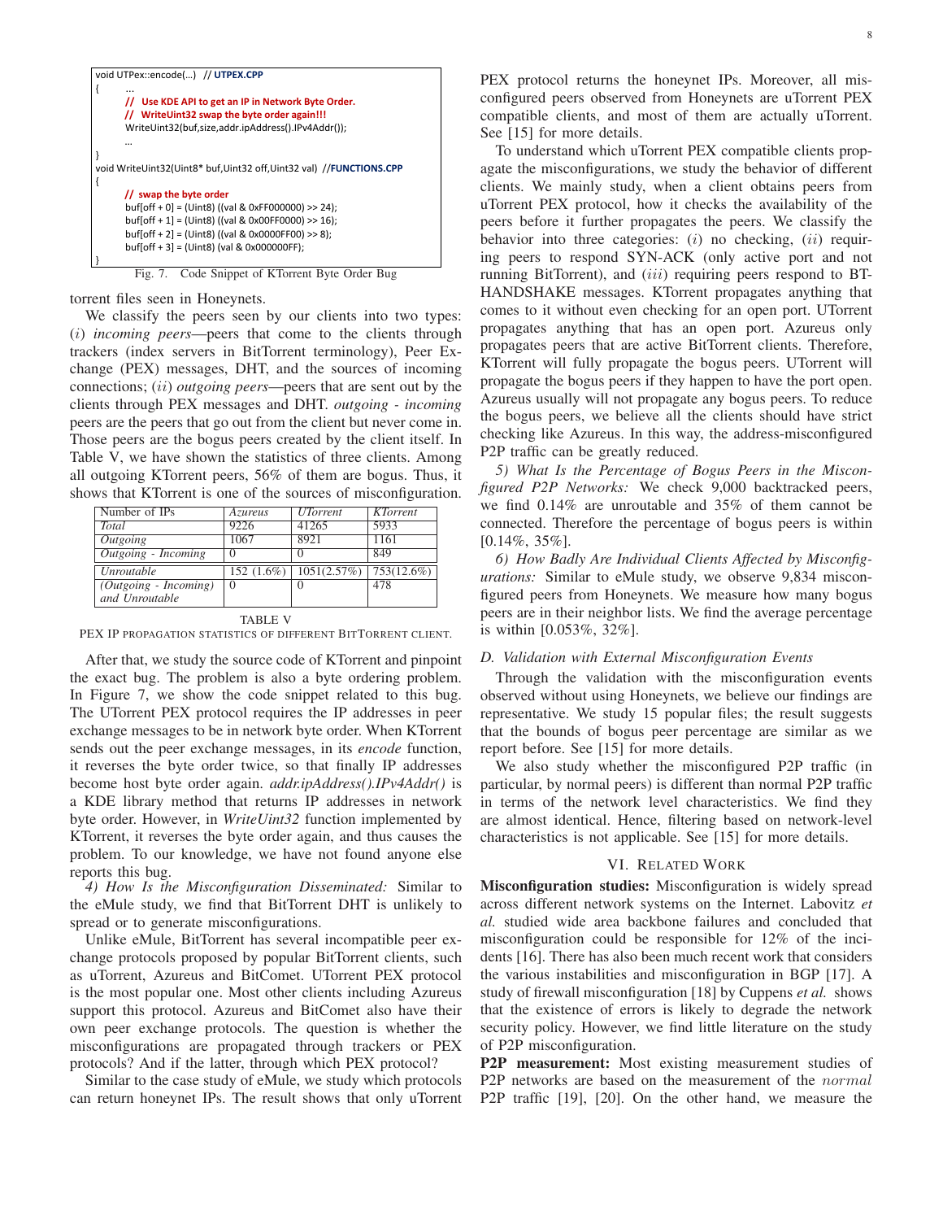```
void UTPex::encode(…)  // UTPEX.CPP
{
      …
      // Use KDE API to get an IP in Network Byte Order.
      // WriteUint32 swap the byte order again!!!
      WriteUint32(buf,size,addr.ipAddress().IPv4Addr());
      …
}
void WriteUint32(Uint8* buf,Uint32 off,Uint32 val)  //FUNCTIONS.CPP
{
      // swap the byte order
      buf[off + 0] = (Uint8) ((val & 0xFF000000) >> 24);
      buf[off + 1] = (Uint8) ((val & 0x00FF0000) >> 16);
      buf[off + 2] = (Uint8) ((val & 0x0000FF00) >> 8);
      buf[off + 3] = (Uint8) (val & 0x000000FF);
}
```

Fig. 7. Code Snippet of KTorrent Byte Order Bug

torrent files seen in Honeynets.

We classify the peers seen by our clients into two types: ($i$) *incoming peers*—peers that come to the clients through trackers (index servers in BitTorrent terminology), Peer Exchange (PEX) messages, DHT, and the sources of incoming connections; ($ii$) *outgoing peers*—peers that are sent out by the clients through PEX messages and DHT. *outgoing - incoming* peers are the peers that go out from the client but never come in. Those peers are the bogus peers created by the client itself. In Table V, we have shown the statistics of three clients. Among all outgoing KTorrent peers, 56% of them are bogus. Thus, it shows that KTorrent is one of the sources of misconfiguration.

| Number of IPs | *Azureus* | *UTorrent* | *KTorrent* |
|---|---|---|---|
| *Total* | 9226 | 41265 | 5933 |
| *Outgoing* | 1067 | 8921 | 1161 |
| *Outgoing - Incoming* | 0 | 0 | 849 |
| *Unroutable* | 152 (1.6%) | 1051(2.57%) | 753(12.6%) |
| *(Outgoing - Incoming) and Unroutable* | 0 | 0 | 478 |

TABLE V
PEX IP PROPAGATION STATISTICS OF DIFFERENT BITTORRENT CLIENT.

After that, we study the source code of KTorrent and pinpoint the exact bug. The problem is also a byte ordering problem. In Figure 7, we show the code snippet related to this bug. The UTorrent PEX protocol requires the IP addresses in peer exchange messages to be in network byte order. When KTorrent sends out the peer exchange messages, in its *encode* function, it reverses the byte order twice, so that finally IP addresses become host byte order again. *addr.ipAddress().IPv4Addr()* is a KDE library method that returns IP addresses in network byte order. However, in *WriteUint32* function implemented by KTorrent, it reverses the byte order again, and thus causes the problem. To our knowledge, we have not found anyone else reports this bug.

*4) How Is the Misconfiguration Disseminated:* Similar to the eMule study, we find that BitTorrent DHT is unlikely to spread or to generate misconfigurations.

Unlike eMule, BitTorrent has several incompatible peer exchange protocols proposed by popular BitTorrent clients, such as uTorrent, Azureus and BitComet. UTorrent PEX protocol is the most popular one. Most other clients including Azureus support this protocol. Azureus and BitComet also have their own peer exchange protocols. The question is whether the misconfigurations are propagated through trackers or PEX protocols? And if the latter, through which PEX protocol?

Similar to the case study of eMule, we study which protocols can return honeynet IPs. The result shows that only uTorrent PEX protocol returns the honeynet IPs. Moreover, all misconfigured peers observed from Honeynets are uTorrent PEX compatible clients, and most of them are actually uTorrent. See [15] for more details.

To understand which uTorrent PEX compatible clients propagate the misconfigurations, we study the behavior of different clients. We mainly study, when a client obtains peers from uTorrent PEX protocol, how it checks the availability of the peers before it further propagates the peers. We classify the behavior into three categories: ($i$) no checking, ($ii$) requiring peers to respond SYN-ACK (only active port and not running BitTorrent), and ($iii$) requiring peers respond to BT-HANDSHAKE messages. KTorrent propagates anything that comes to it without even checking for an open port. UTorrent propagates anything that has an open port. Azureus only propagates peers that are active BitTorrent clients. Therefore, KTorrent will fully propagate the bogus peers. UTorrent will propagate the bogus peers if they happen to have the port open. Azureus usually will not propagate any bogus peers. To reduce the bogus peers, we believe all the clients should have strict checking like Azureus. In this way, the address-misconfigured P2P traffic can be greatly reduced.

*5) What Is the Percentage of Bogus Peers in the Misconfigured P2P Networks:* We check 9,000 backtracked peers, we find 0.14% are unroutable and 35% of them cannot be connected. Therefore the percentage of bogus peers is within [0.14%, 35%].

*6) How Badly Are Individual Clients Affected by Misconfigurations:* Similar to eMule study, we observe 9,834 misconfigured peers from Honeynets. We measure how many bogus peers are in their neighbor lists. We find the average percentage is within [0.053%, 32%].

### D. Validation with External Misconfiguration Events

Through the validation with the misconfiguration events observed without using Honeynets, we believe our findings are representative. We study 15 popular files; the result suggests that the bounds of bogus peer percentage are similar as we report before. See [15] for more details.

We also study whether the misconfigured P2P traffic (in particular, by normal peers) is different than normal P2P traffic in terms of the network level characteristics. We find they are almost identical. Hence, filtering based on network-level characteristics is not applicable. See [15] for more details.

## VI. Related Work

**Misconfiguration studies:** Misconfiguration is widely spread across different network systems on the Internet. Labovitz *et al.* studied wide area backbone failures and concluded that misconfiguration could be responsible for 12% of the incidents [16]. There has also been much recent work that considers the various instabilities and misconfiguration in BGP [17]. A study of firewall misconfiguration [18] by Cuppens *et al.* shows that the existence of errors is likely to degrade the network security policy. However, we find little literature on the study of P2P misconfiguration.

**P2P measurement:** Most existing measurement studies of P2P networks are based on the measurement of the *normal* P2P traffic [19], [20]. On the other hand, we measure the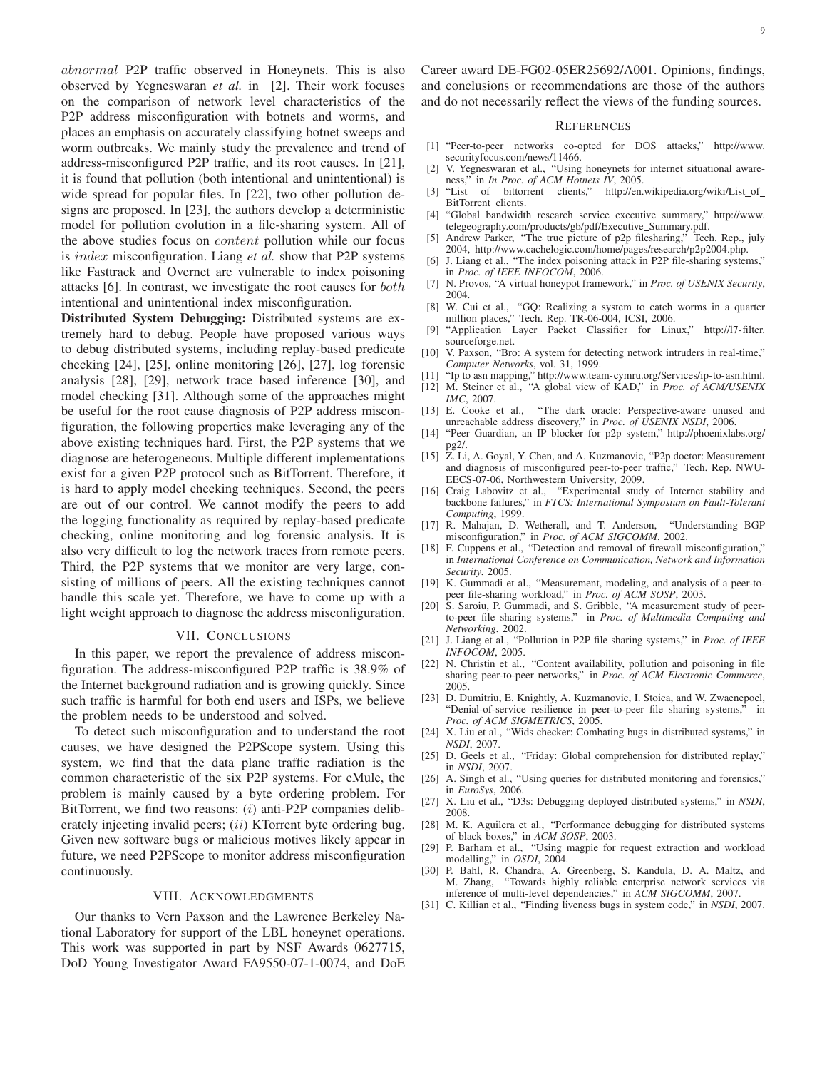*abnormal* P2P traffic observed in Honeynets. This is also observed by Yegneswaran *et al.* in [2]. Their work focuses on the comparison of network level characteristics of the P2P address misconfiguration with botnets and worms, and places an emphasis on accurately classifying botnet sweeps and worm outbreaks. We mainly study the prevalence and trend of address-misconfigured P2P traffic, and its root causes. In [21], it is found that pollution (both intentional and unintentional) is wide spread for popular files. In [22], two other pollution designs are proposed. In [23], the authors develop a deterministic model for pollution evolution in a file-sharing system. All of the above studies focus on *content* pollution while our focus is *index* misconfiguration. Liang *et al.* show that P2P systems like Fasttrack and Overnet are vulnerable to index poisoning attacks [6]. In contrast, we investigate the root causes for *both* intentional and unintentional index misconfiguration.

**Distributed System Debugging:** Distributed systems are extremely hard to debug. People have proposed various ways to debug distributed systems, including replay-based predicate checking [24], [25], online monitoring [26], [27], log forensic analysis [28], [29], network trace based inference [30], and model checking [31]. Although some of the approaches might be useful for the root cause diagnosis of P2P address misconfiguration, the following properties make leveraging any of the above existing techniques hard. First, the P2P systems that we diagnose are heterogeneous. Multiple different implementations exist for a given P2P protocol such as BitTorrent. Therefore, it is hard to apply model checking techniques. Second, the peers are out of our control. We cannot modify the peers to add the logging functionality as required by replay-based predicate checking, online monitoring and log forensic analysis. It is also very difficult to log the network traces from remote peers. Third, the P2P systems that we monitor are very large, consisting of millions of peers. All the existing techniques cannot handle this scale yet. Therefore, we have to come up with a light weight approach to diagnose the address misconfiguration.

## VII. Conclusions

In this paper, we report the prevalence of address misconfiguration. The address-misconfigured P2P traffic is 38.9% of the Internet background radiation and is growing quickly. Since such traffic is harmful for both end users and ISPs, we believe the problem needs to be understood and solved.

To detect such misconfiguration and to understand the root causes, we have designed the P2PScope system. Using this system, we find that the data plane traffic radiation is the common characteristic of the six P2P systems. For eMule, the problem is mainly caused by a byte ordering problem. For BitTorrent, we find two reasons: $(i)$ anti-P2P companies deliberately injecting invalid peers; $(ii)$ KTorrent byte ordering bug. Given new software bugs or malicious motives likely appear in future, we need P2PScope to monitor address misconfiguration continuously.

## VIII. Acknowledgments

Our thanks to Vern Paxson and the Lawrence Berkeley National Laboratory for support of the LBL honeynet operations. This work was supported in part by NSF Awards 0627715, DoD Young Investigator Award FA9550-07-1-0074, and DoE Career award DE-FG02-05ER25692/A001. Opinions, findings, and conclusions or recommendations are those of the authors and do not necessarily reflect the views of the funding sources.

## References

[1] "Peer-to-peer networks co-opted for DOS attacks," http://www.securityfocus.com/news/11466.

[2] V. Yegneswaran et al., "Using honeynets for internet situational awareness," in *In Proc. of ACM Hotnets IV*, 2005.

[3] "List of bittorrent clients," http://en.wikipedia.org/wiki/List_of_BitTorrent_clients.

[4] "Global bandwidth research service executive summary," http://www.telegeography.com/products/gb/pdf/Executive_Summary.pdf.

[5] Andrew Parker, "The true picture of p2p filesharing," Tech. Rep., july 2004, http://www.cachelogic.com/home/pages/research/p2p2004.php.

[6] J. Liang et al., "The index poisoning attack in P2P file-sharing systems," in *Proc. of IEEE INFOCOM*, 2006.

[7] N. Provos, "A virtual honeypot framework," in *Proc. of USENIX Security*, 2004.

[8] W. Cui et al., "GQ: Realizing a system to catch worms in a quarter million places," Tech. Rep. TR-06-004, ICSI, 2006.

[9] "Application Layer Packet Classifier for Linux," http://l7-filter.sourceforge.net.

[10] V. Paxson, "Bro: A system for detecting network intruders in real-time," *Computer Networks*, vol. 31, 1999.

[11] "Ip to asn mapping," http://www.team-cymru.org/Services/ip-to-asn.html.

[12] M. Steiner et al., "A global view of KAD," in *Proc. of ACM/USENIX IMC*, 2007.

[13] E. Cooke et al., "The dark oracle: Perspective-aware unused and unreachable address discovery," in *Proc. of USENIX NSDI*, 2006.

[14] "Peer Guardian, an IP blocker for p2p system," http://phoenixlabs.org/pg2/.

[15] Z. Li, A. Goyal, Y. Chen, and A. Kuzmanovic, "P2p doctor: Measurement and diagnosis of misconfigured peer-to-peer traffic," Tech. Rep. NWU-EECS-07-06, Northwestern University, 2009.

[16] Craig Labovitz et al., "Experimental study of Internet stability and backbone failures," in *FTCS: International Symposium on Fault-Tolerant Computing*, 1999.

[17] R. Mahajan, D. Wetherall, and T. Anderson, "Understanding BGP misconfiguration," in *Proc. of ACM SIGCOMM*, 2002.

[18] F. Cuppens et al., "Detection and removal of firewall misconfiguration," in *International Conference on Communication, Network and Information Security*, 2005.

[19] K. Gummadi et al., "Measurement, modeling, and analysis of a peer-to-peer file-sharing workload," in *Proc. of ACM SOSP*, 2003.

[20] S. Saroiu, P. Gummadi, and S. Gribble, "A measurement study of peer-to-peer file sharing systems," in *Proc. of Multimedia Computing and Networking*, 2002.

[21] J. Liang et al., "Pollution in P2P file sharing systems," in *Proc. of IEEE INFOCOM*, 2005.

[22] N. Christin et al., "Content availability, pollution and poisoning in file sharing peer-to-peer networks," in *Proc. of ACM Electronic Commerce*, 2005.

[23] D. Dumitriu, E. Knightly, A. Kuzmanovic, I. Stoica, and W. Zwaenepoel, "Denial-of-service resilience in peer-to-peer file sharing systems," in *Proc. of ACM SIGMETRICS*, 2005.

[24] X. Liu et al., "Wids checker: Combating bugs in distributed systems," in *NSDI*, 2007.

[25] D. Geels et al., "Friday: Global comprehension for distributed replay," in *NSDI*, 2007.

[26] A. Singh et al., "Using queries for distributed monitoring and forensics," in *EuroSys*, 2006.

[27] X. Liu et al., "D3s: Debugging deployed distributed systems," in *NSDI*, 2008.

[28] M. K. Aguilera et al., "Performance debugging for distributed systems of black boxes," in *ACM SOSP*, 2003.

[29] P. Barham et al., "Using magpie for request extraction and workload modelling," in *OSDI*, 2004.

[30] P. Bahl, R. Chandra, A. Greenberg, S. Kandula, D. A. Maltz, and M. Zhang, "Towards highly reliable enterprise network services via inference of multi-level dependencies," in *ACM SIGCOMM*, 2007.

[31] C. Killian et al., "Finding liveness bugs in system code," in *NSDI*, 2007.